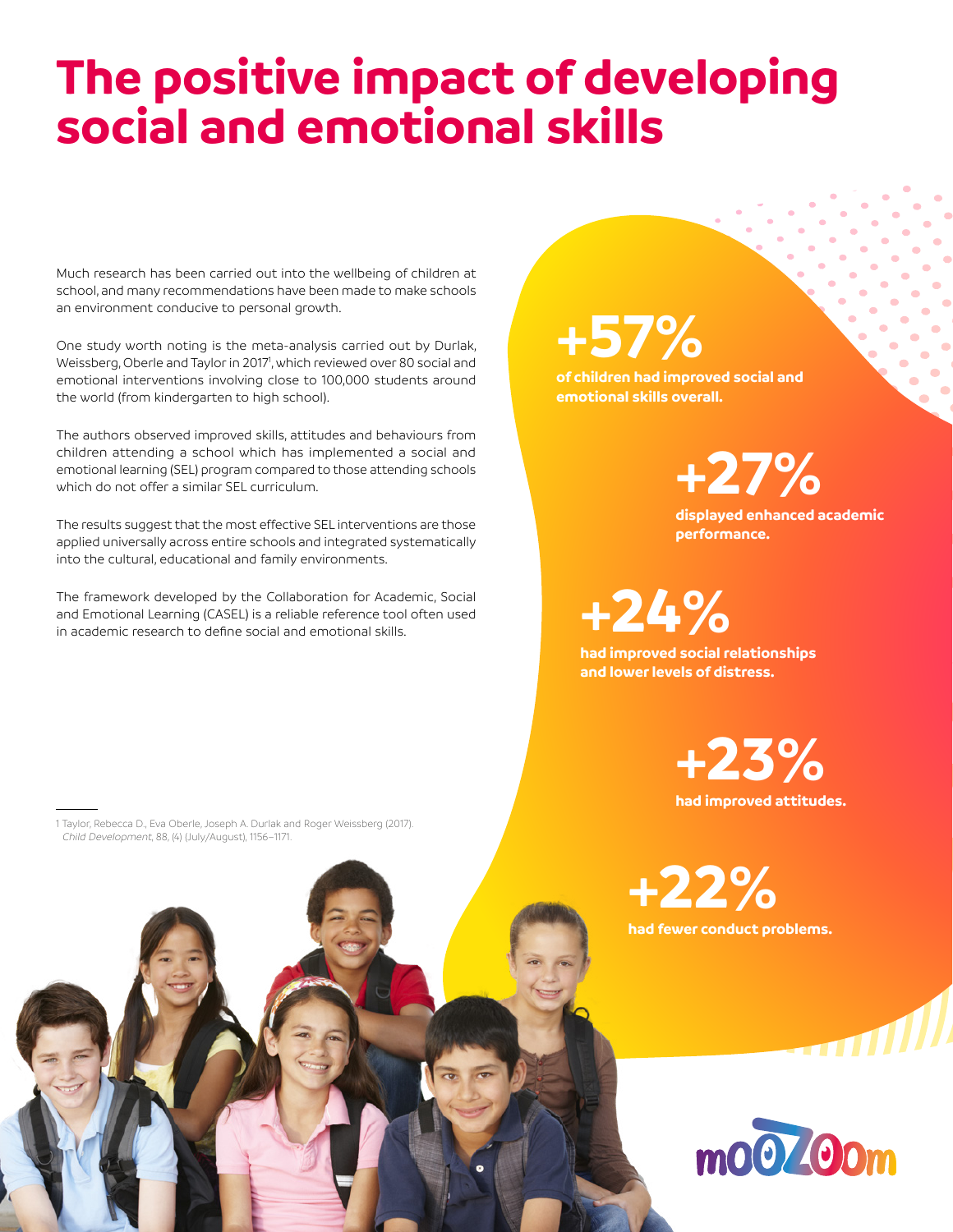# The positive impact of developing social and emotional skills

Much research has been carried out into the wellbeing of children at school, and many recommendations have been made to make schools an environment conducive to personal growth.

One study worth noting is the meta-analysis carried out by Durlak, Weissberg, Oberle and Taylor in 2017[1], which reviewed over 80 social and emotional interventions involving close to 100,000 students around the world (from kindergarten to high school).

The authors observed improved skills, attitudes and behaviours from children attending a school which has implemented a social and emotional learning (SEL) program compared to those attending schools which do not offer a similar SEL curriculum.

The results suggest that the most effective SEL interventions are those applied universally across entire schools and integrated systematically into the cultural, educational and family environments.

The framework developed by the Collaboration for Academic, Social and Emotional Learning (CASEL) is a reliable reference tool often used in academic research to define social and emotional skills.

**+57%**

**of children had improved social and emotional skills overall.**

**+27%**

**displayed enhanced academic performance.**

**+24%**

**had improved social relationships and lower levels of distress.**

**+23%**

**had improved attitudes.**

**+22%**

**had fewer conduct problems.**

---

1 Taylor, Rebecca D., Eva Oberle, Joseph A. Durlak and Roger Weissberg (2017). *Child Development*, 88, (4) (July/August), 1156–1171.

mooZoom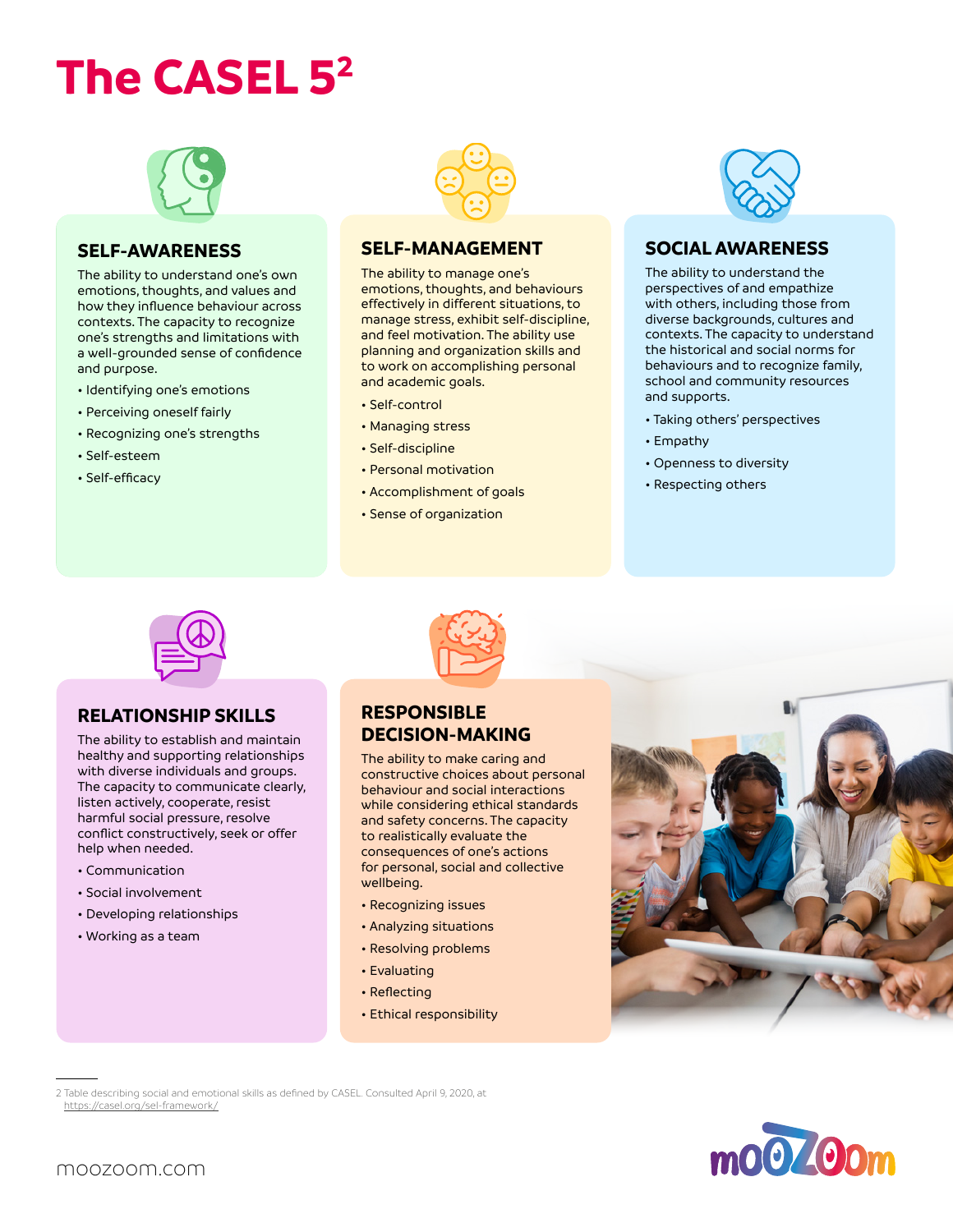# The CASEL 5[2]

## SELF-AWARENESS

The ability to understand one's own emotions, thoughts, and values and how they influence behaviour across contexts. The capacity to recognize one's strengths and limitations with a well-grounded sense of confidence and purpose.

- Identifying one's emotions
- Perceiving oneself fairly
- Recognizing one's strengths
- Self-esteem
- Self-efficacy

## SELF-MANAGEMENT

The ability to manage one's emotions, thoughts, and behaviours effectively in different situations, to manage stress, exhibit self-discipline, and feel motivation. The ability use planning and organization skills and to work on accomplishing personal and academic goals.

- Self-control
- Managing stress
- Self-discipline
- Personal motivation
- Accomplishment of goals
- Sense of organization

## SOCIAL AWARENESS

The ability to understand the perspectives of and empathize with others, including those from diverse backgrounds, cultures and contexts. The capacity to understand the historical and social norms for behaviours and to recognize family, school and community resources and supports.

- Taking others' perspectives
- Empathy
- Openness to diversity
- Respecting others

## RELATIONSHIP SKILLS

The ability to establish and maintain healthy and supporting relationships with diverse individuals and groups. The capacity to communicate clearly, listen actively, cooperate, resist harmful social pressure, resolve conflict constructively, seek or offer help when needed.

- Communication
- Social involvement
- Developing relationships
- Working as a team

## RESPONSIBLE DECISION-MAKING

The ability to make caring and constructive choices about personal behaviour and social interactions while considering ethical standards and safety concerns. The capacity to realistically evaluate the consequences of one's actions for personal, social and collective wellbeing.

- Recognizing issues
- Analyzing situations
- Resolving problems
- Evaluating
- Reflecting
- Ethical responsibility

---

2 Table describing social and emotional skills as defined by CASEL. Consulted April 9, 2020, at https://casel.org/sel-framework/

moozoom.com